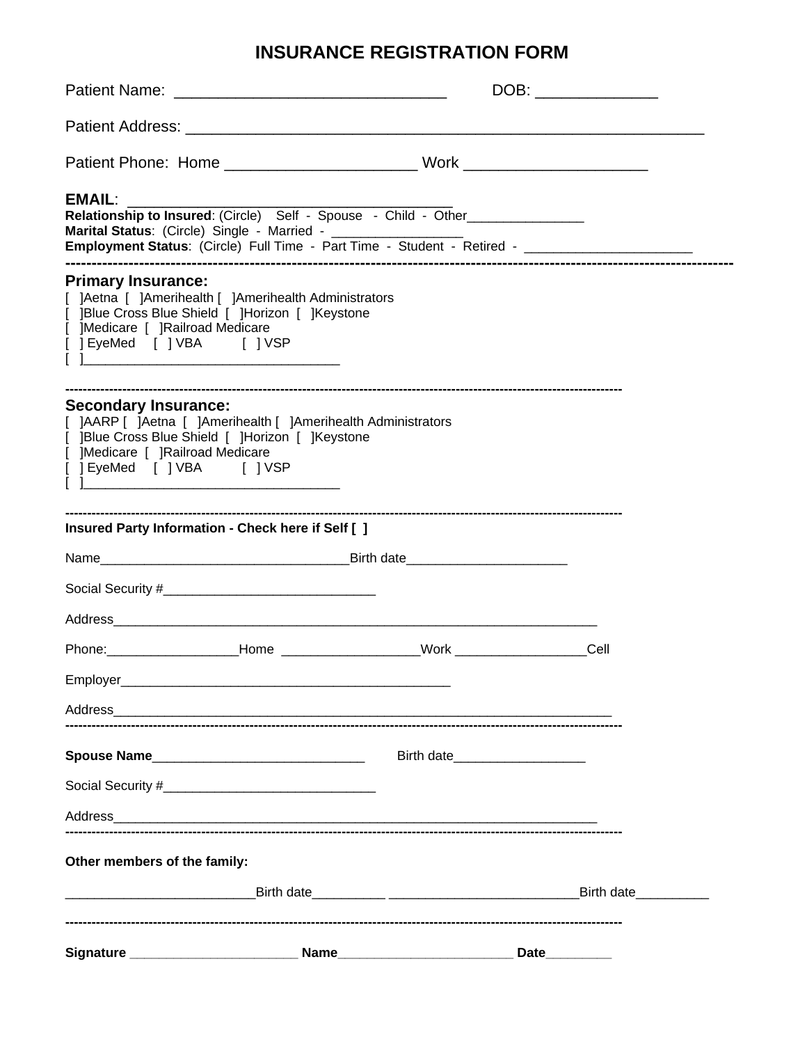# INSURANCE REGISTRATION FORM

Patient Name: ______________________________ DOB: _____________

Patient Address: _______________________________________________________

Patient Phone: Home ____________________ Work ___________________

**EMAIL**: ___________________________________

**Relationship to Insured**: (Circle) Self - Spouse - Child - Other_______________

**Marital Status**: (Circle) Single - Married - _________________

**Employment Status**: (Circle) Full Time - Part Time - Student - Retired - ______________________

---

## Primary Insurance:

[ ]Aetna [ ]Amerihealth [ ]Amerihealth Administrators
[ ]Blue Cross Blue Shield [ ]Horizon [ ]Keystone
[ ]Medicare [ ]Railroad Medicare
[ ] EyeMed [ ] VBA [ ] VSP
[ ]__________________________________

---

## Secondary Insurance:

[ ]AARP [ ]Aetna [ ]Amerihealth [ ]Amerihealth Administrators
[ ]Blue Cross Blue Shield [ ]Horizon [ ]Keystone
[ ]Medicare [ ]Railroad Medicare
[ ] EyeMed [ ] VBA [ ] VSP
[ ]__________________________________

---

**Insured Party Information - Check here if Self [ ]**

Name__________________________________Birth date______________________

Social Security #_____________________________

Address____________________________________________________________________

Phone:_________________Home __________________Work _________________Cell

Employer_____________________________________________

Address______________________________________________________________________

---

**Spouse Name**_____________________________ Birth date__________________

Social Security #_____________________________

Address____________________________________________________________________

---

**Other members of the family:**

_________________________Birth date__________ _________________________Birth date__________

---

**Signature** ______________________ **Name**_______________________ **Date**_________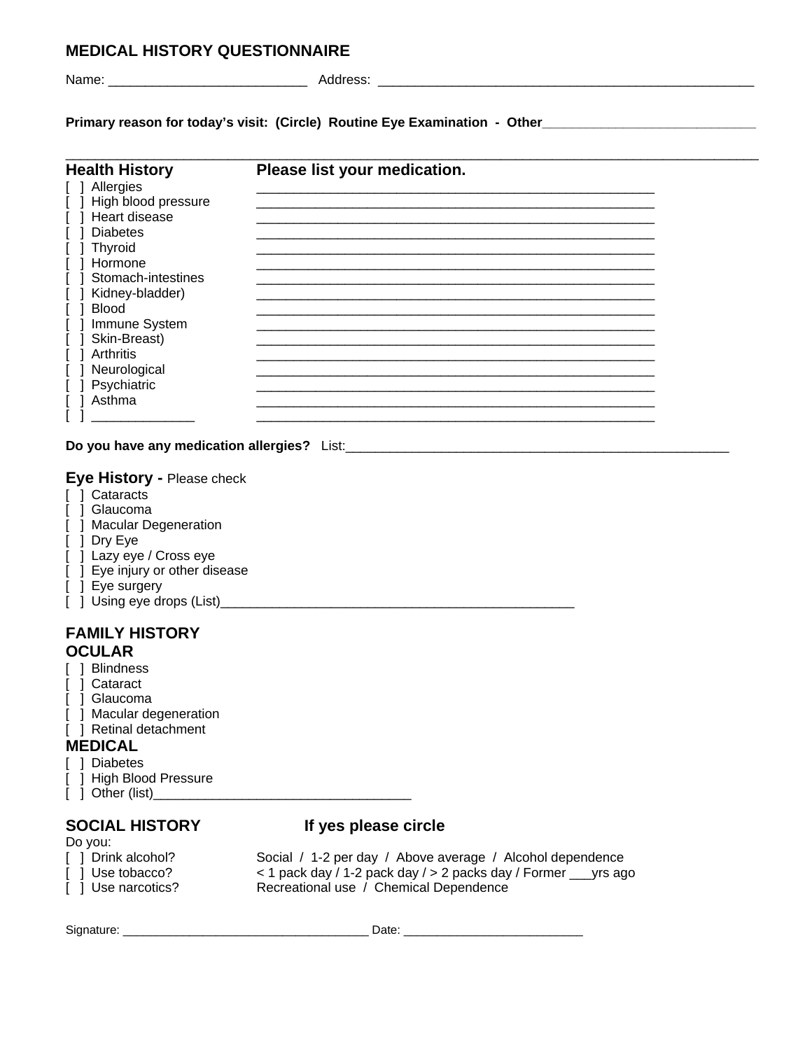# MEDICAL HISTORY QUESTIONNAIRE

Name: ___________________________ Address: ____________________________________________________

**Primary reason for today's visit: (Circle) Routine Eye Examination - Other**_____________________________

___________________________________________________________________________________________

| **Health History** | **Please list your medication.** |
|---|---|
| [ ] Allergies | _______________________________________________________ |
| [ ] High blood pressure | _______________________________________________________ |
| [ ] Heart disease | _______________________________________________________ |
| [ ] Diabetes | _______________________________________________________ |
| [ ] Thyroid | _______________________________________________________ |
| [ ] Hormone | _______________________________________________________ |
| [ ] Stomach-intestines | _______________________________________________________ |
| [ ] Kidney-bladder) | _______________________________________________________ |
| [ ] Blood | _______________________________________________________ |
| [ ] Immune System | _______________________________________________________ |
| [ ] Skin-Breast) | _______________________________________________________ |
| [ ] Arthritis | _______________________________________________________ |
| [ ] Neurological | _______________________________________________________ |
| [ ] Psychiatric | _______________________________________________________ |
| [ ] Asthma | _______________________________________________________ |
| [ ] ______________ | _______________________________________________________ |

**Do you have any medication allergies?** List:_____________________________________________________

## Eye History - Please check

[ ] Cataracts
[ ] Glaucoma
[ ] Macular Degeneration
[ ] Dry Eye
[ ] Lazy eye / Cross eye
[ ] Eye injury or other disease
[ ] Eye surgery
[ ] Using eye drops (List)_________________________________________________

## FAMILY HISTORY

### OCULAR

[ ] Blindness
[ ] Cataract
[ ] Glaucoma
[ ] Macular degeneration
[ ] Retinal detachment

### MEDICAL

[ ] Diabetes
[ ] High Blood Pressure
[ ] Other (list)__________________________________

## SOCIAL HISTORY **If yes please circle**

Do you:

| | |
|---|---|
| [ ] Drink alcohol? | Social / 1-2 per day / Above average / Alcohol dependence |
| [ ] Use tobacco? | < 1 pack day / 1-2 pack day / > 2 packs day / Former ___yrs ago |
| [ ] Use narcotics? | Recreational use / Chemical Dependence |

Signature: ____________________________________ Date: __________________________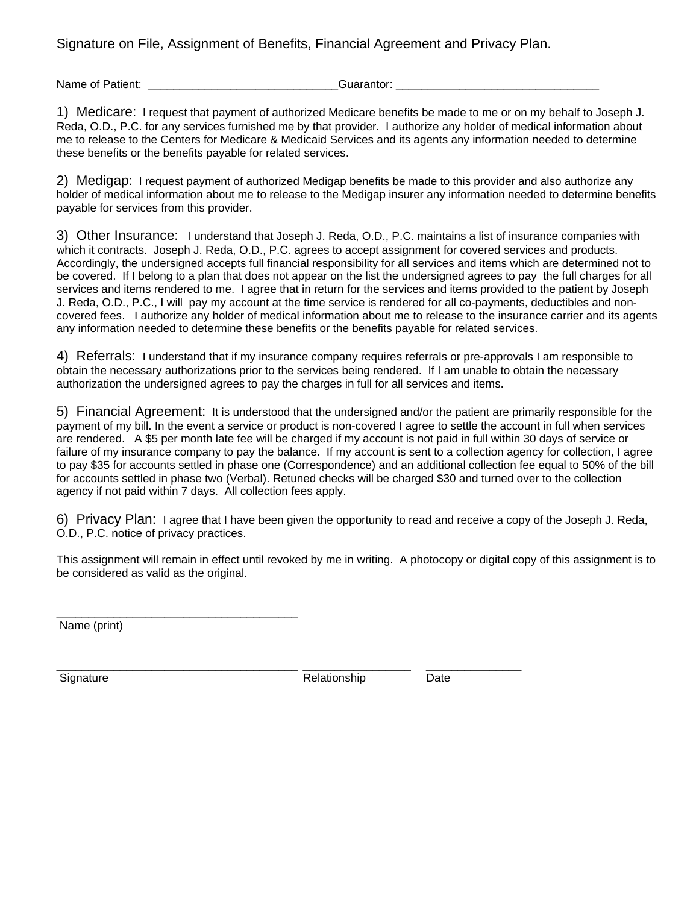# Signature on File, Assignment of Benefits, Financial Agreement and Privacy Plan.

Name of Patient: ______________________________Guarantor: ________________________________

**1) Medicare:** I request that payment of authorized Medicare benefits be made to me or on my behalf to Joseph J. Reda, O.D., P.C. for any services furnished me by that provider. I authorize any holder of medical information about me to release to the Centers for Medicare & Medicaid Services and its agents any information needed to determine these benefits or the benefits payable for related services.

**2) Medigap:** I request payment of authorized Medigap benefits be made to this provider and also authorize any holder of medical information about me to release to the Medigap insurer any information needed to determine benefits payable for services from this provider.

**3) Other Insurance:** I understand that Joseph J. Reda, O.D., P.C. maintains a list of insurance companies with which it contracts. Joseph J. Reda, O.D., P.C. agrees to accept assignment for covered services and products. Accordingly, the undersigned accepts full financial responsibility for all services and items which are determined not to be covered. If I belong to a plan that does not appear on the list the undersigned agrees to pay the full charges for all services and items rendered to me. I agree that in return for the services and items provided to the patient by Joseph J. Reda, O.D., P.C., I will pay my account at the time service is rendered for all co-payments, deductibles and non-covered fees. I authorize any holder of medical information about me to release to the insurance carrier and its agents any information needed to determine these benefits or the benefits payable for related services.

**4) Referrals:** I understand that if my insurance company requires referrals or pre-approvals I am responsible to obtain the necessary authorizations prior to the services being rendered. If I am unable to obtain the necessary authorization the undersigned agrees to pay the charges in full for all services and items.

**5) Financial Agreement:** It is understood that the undersigned and/or the patient are primarily responsible for the payment of my bill. In the event a service or product is non-covered I agree to settle the account in full when services are rendered. A $5 per month late fee will be charged if my account is not paid in full within 30 days of service or failure of my insurance company to pay the balance. If my account is sent to a collection agency for collection, I agree to pay $35 for accounts settled in phase one (Correspondence) and an additional collection fee equal to 50% of the bill for accounts settled in phase two (Verbal). Retuned checks will be charged $30 and turned over to the collection agency if not paid within 7 days. All collection fees apply.

**6) Privacy Plan:** I agree that I have been given the opportunity to read and receive a copy of the Joseph J. Reda, O.D., P.C. notice of privacy practices.

This assignment will remain in effect until revoked by me in writing. A photocopy or digital copy of this assignment is to be considered as valid as the original.

_______________________________________
Name (print)

_______________________________________ _________________ _______________
Signature Relationship Date